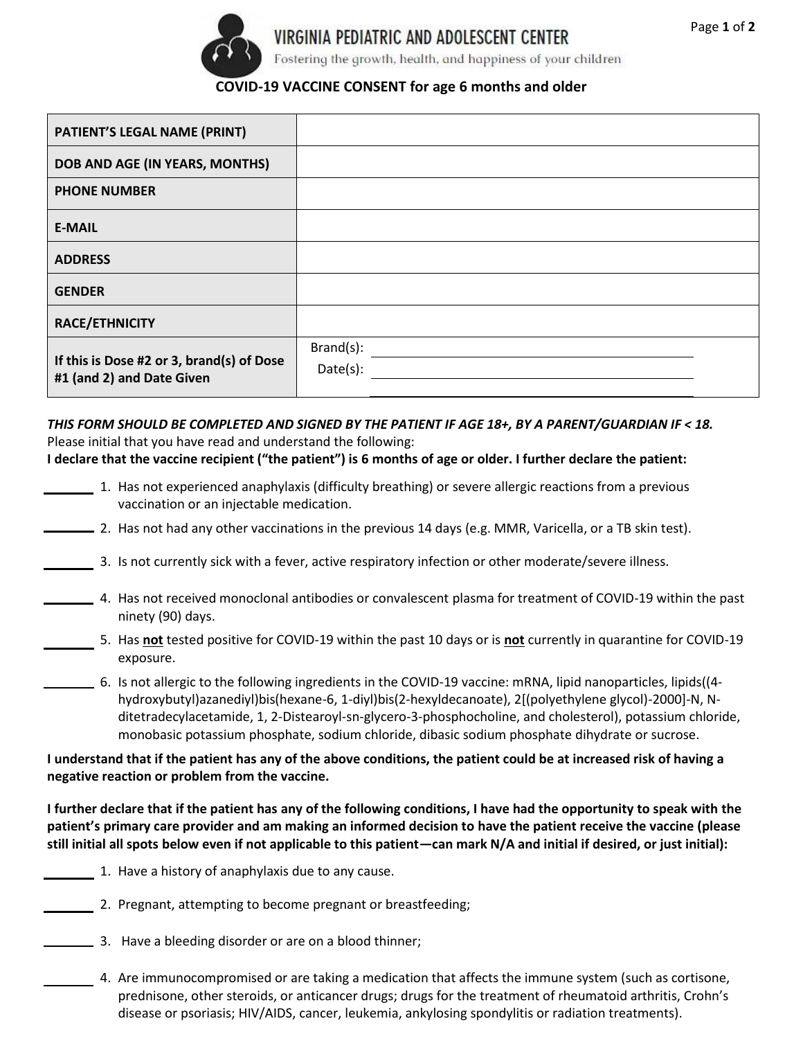# VIRGINIA PEDIATRIC AND ADOLESCENT CENTER

Fostering the growth, health, and happiness of your children

## COVID-19 VACCINE CONSENT for age 6 months and older

| | |
|---|---|
| **PATIENT'S LEGAL NAME (PRINT)** | |
| **DOB AND AGE (IN YEARS, MONTHS)** | |
| **PHONE NUMBER** | |
| **E-MAIL** | |
| **ADDRESS** | |
| **GENDER** | |
| **RACE/ETHNICITY** | |
| **If this is Dose #2 or 3, brand(s) of Dose #1 (and 2) and Date Given** | Brand(s): ______________ Date(s): ______________ ______________ |

***THIS FORM SHOULD BE COMPLETED AND SIGNED BY THE PATIENT IF AGE 18+, BY A PARENT/GUARDIAN IF < 18.***

Please initial that you have read and understand the following:

**I declare that the vaccine recipient ("the patient") is 6 months of age or older. I further declare the patient:**

_______ 1. Has not experienced anaphylaxis (difficulty breathing) or severe allergic reactions from a previous vaccination or an injectable medication.

_______ 2. Has not had any other vaccinations in the previous 14 days (e.g. MMR, Varicella, or a TB skin test).

_______ 3. Is not currently sick with a fever, active respiratory infection or other moderate/severe illness.

_______ 4. Has not received monoclonal antibodies or convalescent plasma for treatment of COVID-19 within the past ninety (90) days.

_______ 5. Has **not** tested positive for COVID-19 within the past 10 days or is **not** currently in quarantine for COVID-19 exposure.

_______ 6. Is not allergic to the following ingredients in the COVID-19 vaccine: mRNA, lipid nanoparticles, lipids((4-hydroxybutyl)azanediyl)bis(hexane-6, 1-diyl)bis(2-hexyldecanoate), 2[(polyethylene glycol)-2000]-N, N-ditetradecylacetamide, 1, 2-Distearoyl-sn-glycero-3-phosphocholine, and cholesterol), potassium chloride, monobasic potassium phosphate, sodium chloride, dibasic sodium phosphate dihydrate or sucrose.

**I understand that if the patient has any of the above conditions, the patient could be at increased risk of having a negative reaction or problem from the vaccine.**

**I further declare that if the patient has any of the following conditions, I have had the opportunity to speak with the patient's primary care provider and am making an informed decision to have the patient receive the vaccine (please still initial all spots below even if not applicable to this patient—can mark N/A and initial if desired, or just initial):**

_______ 1. Have a history of anaphylaxis due to any cause.

_______ 2. Pregnant, attempting to become pregnant or breastfeeding;

_______ 3. Have a bleeding disorder or are on a blood thinner;

_______ 4. Are immunocompromised or are taking a medication that affects the immune system (such as cortisone, prednisone, other steroids, or anticancer drugs; drugs for the treatment of rheumatoid arthritis, Crohn's disease or psoriasis; HIV/AIDS, cancer, leukemia, ankylosing spondylitis or radiation treatments).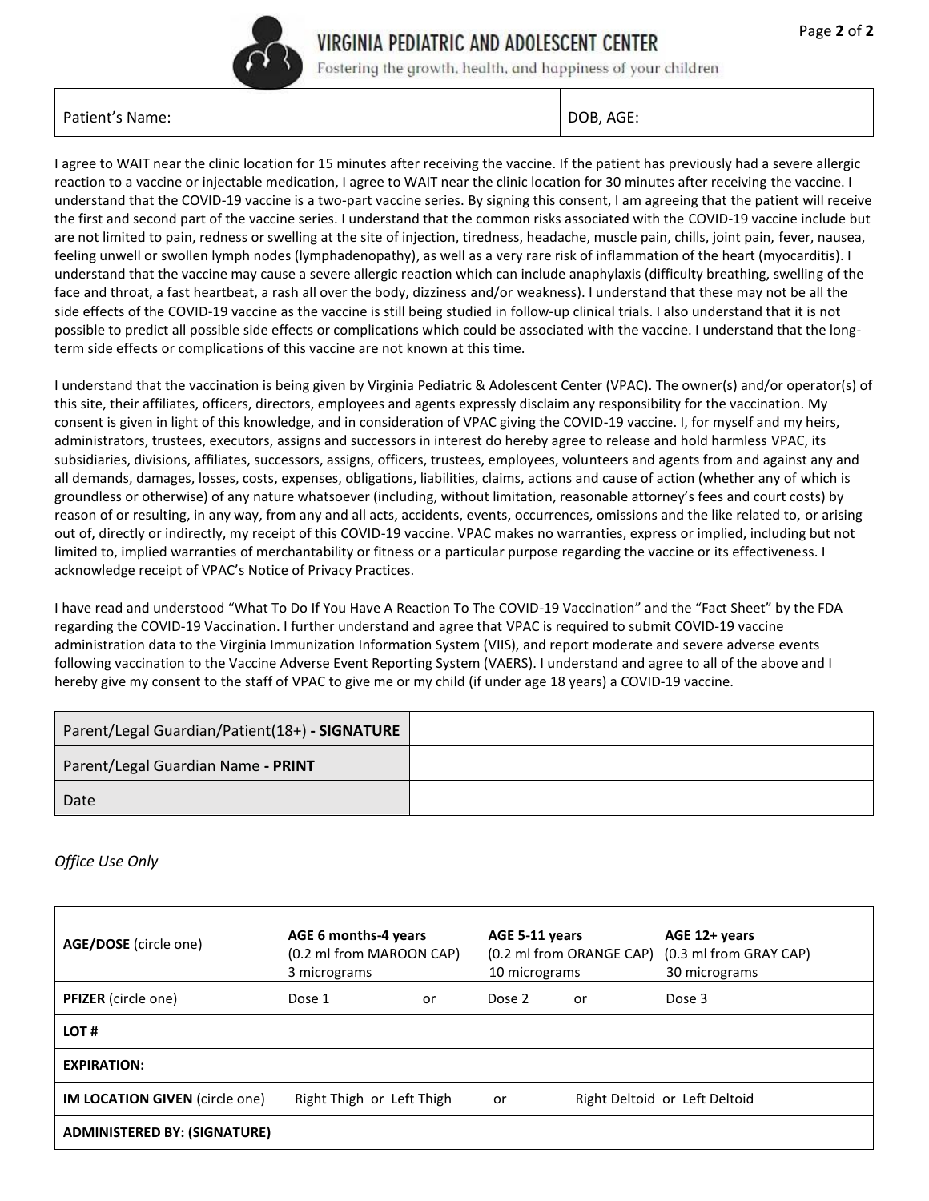# VIRGINIA PEDIATRIC AND ADOLESCENT CENTER

Fostering the growth, health, and happiness of your children

| Patient's Name: | DOB, AGE: |
|---|---|

I agree to WAIT near the clinic location for 15 minutes after receiving the vaccine. If the patient has previously had a severe allergic reaction to a vaccine or injectable medication, I agree to WAIT near the clinic location for 30 minutes after receiving the vaccine. I understand that the COVID-19 vaccine is a two-part vaccine series. By signing this consent, I am agreeing that the patient will receive the first and second part of the vaccine series. I understand that the common risks associated with the COVID-19 vaccine include but are not limited to pain, redness or swelling at the site of injection, tiredness, headache, muscle pain, chills, joint pain, fever, nausea, feeling unwell or swollen lymph nodes (lymphadenopathy), as well as a very rare risk of inflammation of the heart (myocarditis). I understand that the vaccine may cause a severe allergic reaction which can include anaphylaxis (difficulty breathing, swelling of the face and throat, a fast heartbeat, a rash all over the body, dizziness and/or weakness). I understand that these may not be all the side effects of the COVID-19 vaccine as the vaccine is still being studied in follow-up clinical trials. I also understand that it is not possible to predict all possible side effects or complications which could be associated with the vaccine. I understand that the long-term side effects or complications of this vaccine are not known at this time.

I understand that the vaccination is being given by Virginia Pediatric & Adolescent Center (VPAC). The owner(s) and/or operator(s) of this site, their affiliates, officers, directors, employees and agents expressly disclaim any responsibility for the vaccination. My consent is given in light of this knowledge, and in consideration of VPAC giving the COVID-19 vaccine. I, for myself and my heirs, administrators, trustees, executors, assigns and successors in interest do hereby agree to release and hold harmless VPAC, its subsidiaries, divisions, affiliates, successors, assigns, officers, trustees, employees, volunteers and agents from and against any and all demands, damages, losses, costs, expenses, obligations, liabilities, claims, actions and cause of action (whether any of which is groundless or otherwise) of any nature whatsoever (including, without limitation, reasonable attorney's fees and court costs) by reason of or resulting, in any way, from any and all acts, accidents, events, occurrences, omissions and the like related to, or arising out of, directly or indirectly, my receipt of this COVID-19 vaccine. VPAC makes no warranties, express or implied, including but not limited to, implied warranties of merchantability or fitness or a particular purpose regarding the vaccine or its effectiveness. I acknowledge receipt of VPAC's Notice of Privacy Practices.

I have read and understood "What To Do If You Have A Reaction To The COVID-19 Vaccination" and the "Fact Sheet" by the FDA regarding the COVID-19 Vaccination. I further understand and agree that VPAC is required to submit COVID-19 vaccine administration data to the Virginia Immunization Information System (VIIS), and report moderate and severe adverse events following vaccination to the Vaccine Adverse Event Reporting System (VAERS). I understand and agree to all of the above and I hereby give my consent to the staff of VPAC to give me or my child (if under age 18 years) a COVID-19 vaccine.

| | |
|---|---|
| Parent/Legal Guardian/Patient(18+) **- SIGNATURE** | |
| Parent/Legal Guardian Name **- PRINT** | |
| Date | |

*Office Use Only*

| | | | |
|---|---|---|---|
| **AGE/DOSE** (circle one) | **AGE 6 months-4 years** (0.2 ml from MAROON CAP) 3 micrograms | **AGE 5-11 years** (0.2 ml from ORANGE CAP) 10 micrograms | **AGE 12+ years** (0.3 ml from GRAY CAP) 30 micrograms |
| **PFIZER** (circle one) | Dose 1 or | Dose 2 or | Dose 3 |
| **LOT #** | | | |
| **EXPIRATION:** | | | |
| **IM LOCATION GIVEN** (circle one) | Right Thigh or Left Thigh | or | Right Deltoid or Left Deltoid |
| **ADMINISTERED BY: (SIGNATURE)** | | | |